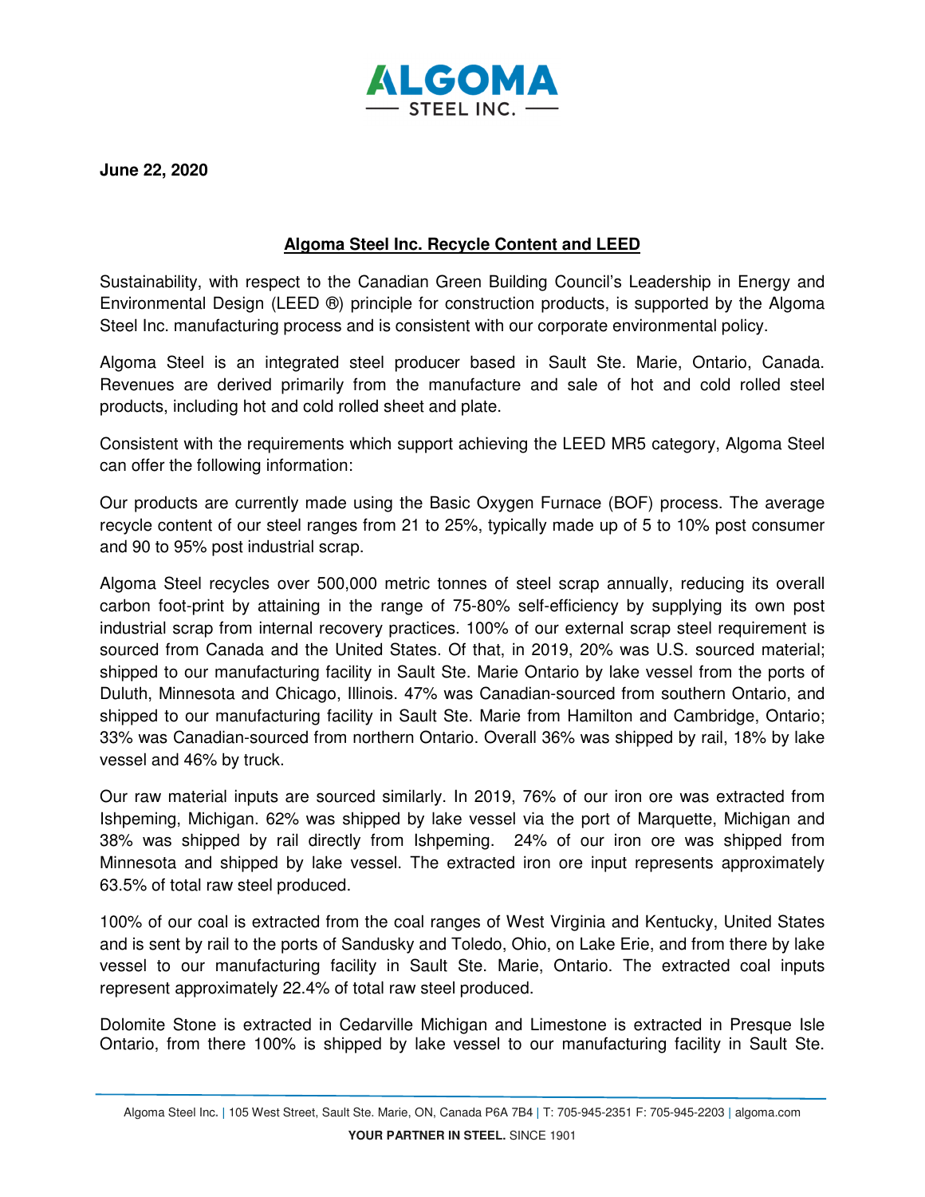**June 22, 2020**

## Algoma Steel Inc. Recycle Content and LEED

Sustainability, with respect to the Canadian Green Building Council's Leadership in Energy and Environmental Design (LEED ®) principle for construction products, is supported by the Algoma Steel Inc. manufacturing process and is consistent with our corporate environmental policy.

Algoma Steel is an integrated steel producer based in Sault Ste. Marie, Ontario, Canada. Revenues are derived primarily from the manufacture and sale of hot and cold rolled steel products, including hot and cold rolled sheet and plate.

Consistent with the requirements which support achieving the LEED MR5 category, Algoma Steel can offer the following information:

Our products are currently made using the Basic Oxygen Furnace (BOF) process. The average recycle content of our steel ranges from 21 to 25%, typically made up of 5 to 10% post consumer and 90 to 95% post industrial scrap.

Algoma Steel recycles over 500,000 metric tonnes of steel scrap annually, reducing its overall carbon foot-print by attaining in the range of 75-80% self-efficiency by supplying its own post industrial scrap from internal recovery practices. 100% of our external scrap steel requirement is sourced from Canada and the United States. Of that, in 2019, 20% was U.S. sourced material; shipped to our manufacturing facility in Sault Ste. Marie Ontario by lake vessel from the ports of Duluth, Minnesota and Chicago, Illinois. 47% was Canadian-sourced from southern Ontario, and shipped to our manufacturing facility in Sault Ste. Marie from Hamilton and Cambridge, Ontario; 33% was Canadian-sourced from northern Ontario. Overall 36% was shipped by rail, 18% by lake vessel and 46% by truck.

Our raw material inputs are sourced similarly. In 2019, 76% of our iron ore was extracted from Ishpeming, Michigan. 62% was shipped by lake vessel via the port of Marquette, Michigan and 38% was shipped by rail directly from Ishpeming. 24% of our iron ore was shipped from Minnesota and shipped by lake vessel. The extracted iron ore input represents approximately 63.5% of total raw steel produced.

100% of our coal is extracted from the coal ranges of West Virginia and Kentucky, United States and is sent by rail to the ports of Sandusky and Toledo, Ohio, on Lake Erie, and from there by lake vessel to our manufacturing facility in Sault Ste. Marie, Ontario. The extracted coal inputs represent approximately 22.4% of total raw steel produced.

Dolomite Stone is extracted in Cedarville Michigan and Limestone is extracted in Presque Isle Ontario, from there 100% is shipped by lake vessel to our manufacturing facility in Sault Ste.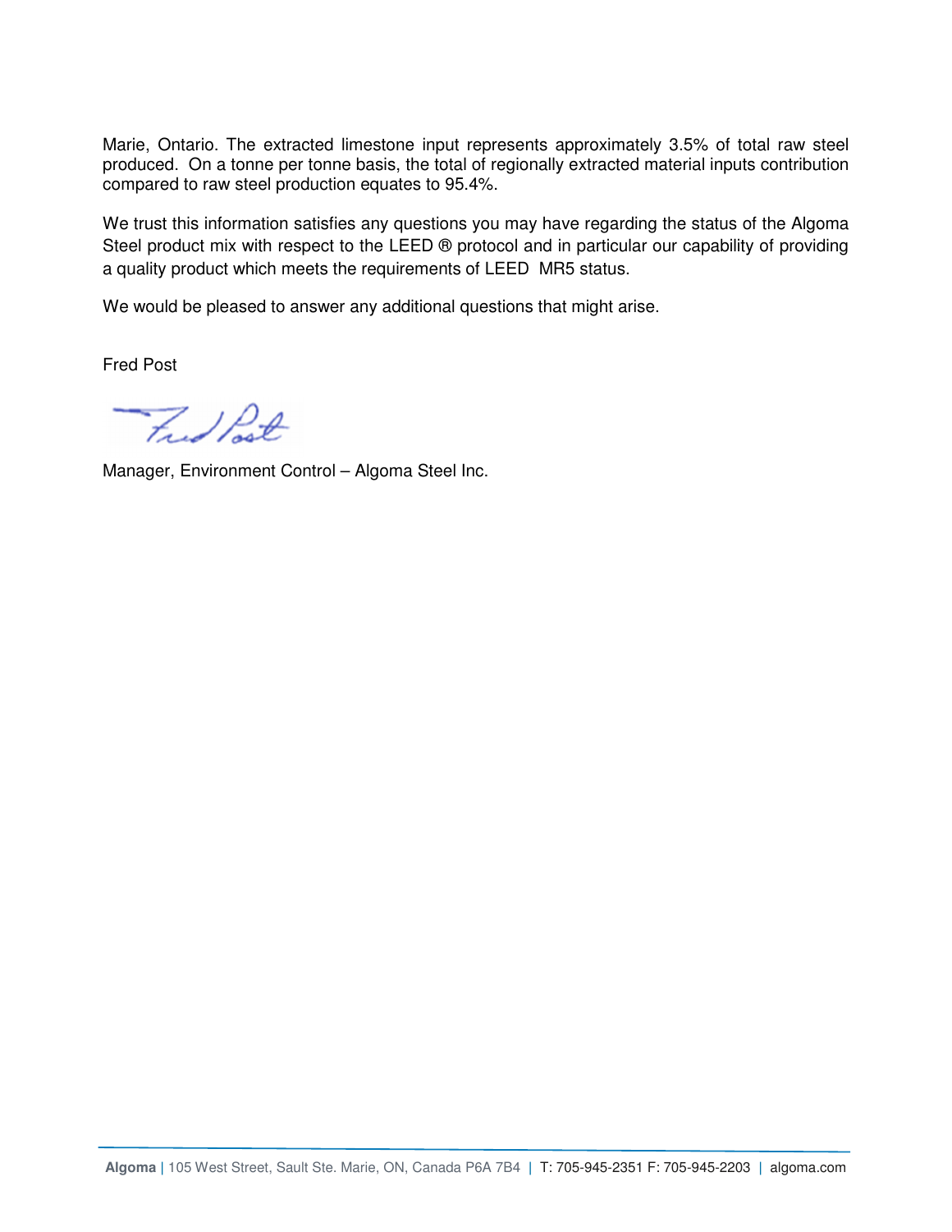Marie, Ontario. The extracted limestone input represents approximately 3.5% of total raw steel produced. On a tonne per tonne basis, the total of regionally extracted material inputs contribution compared to raw steel production equates to 95.4%.

We trust this information satisfies any questions you may have regarding the status of the Algoma Steel product mix with respect to the LEED ® protocol and in particular our capability of providing a quality product which meets the requirements of LEED MR5 status.

We would be pleased to answer any additional questions that might arise.

Fred Post

Manager, Environment Control – Algoma Steel Inc.

**Algoma** | 105 West Street, Sault Ste. Marie, ON, Canada P6A 7B4 | T: 705-945-2351 F: 705-945-2203 | algoma.com